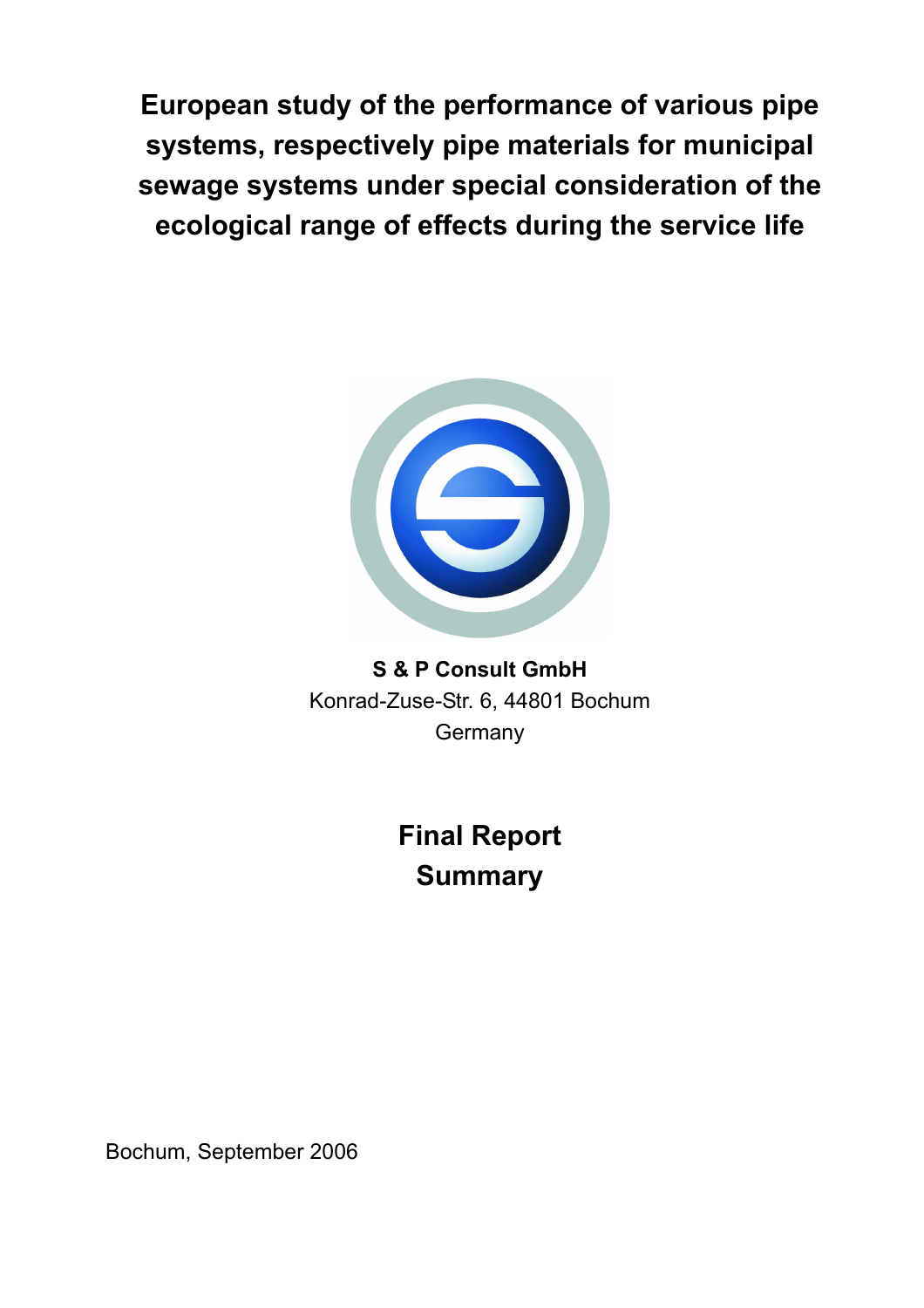# European study of the performance of various pipe systems, respectively pipe materials for municipal sewage systems under special consideration of the ecological range of effects during the service life

**S & P Consult GmbH**
Konrad-Zuse-Str. 6, 44801 Bochum
Germany

## Final Report
## Summary

Bochum, September 2006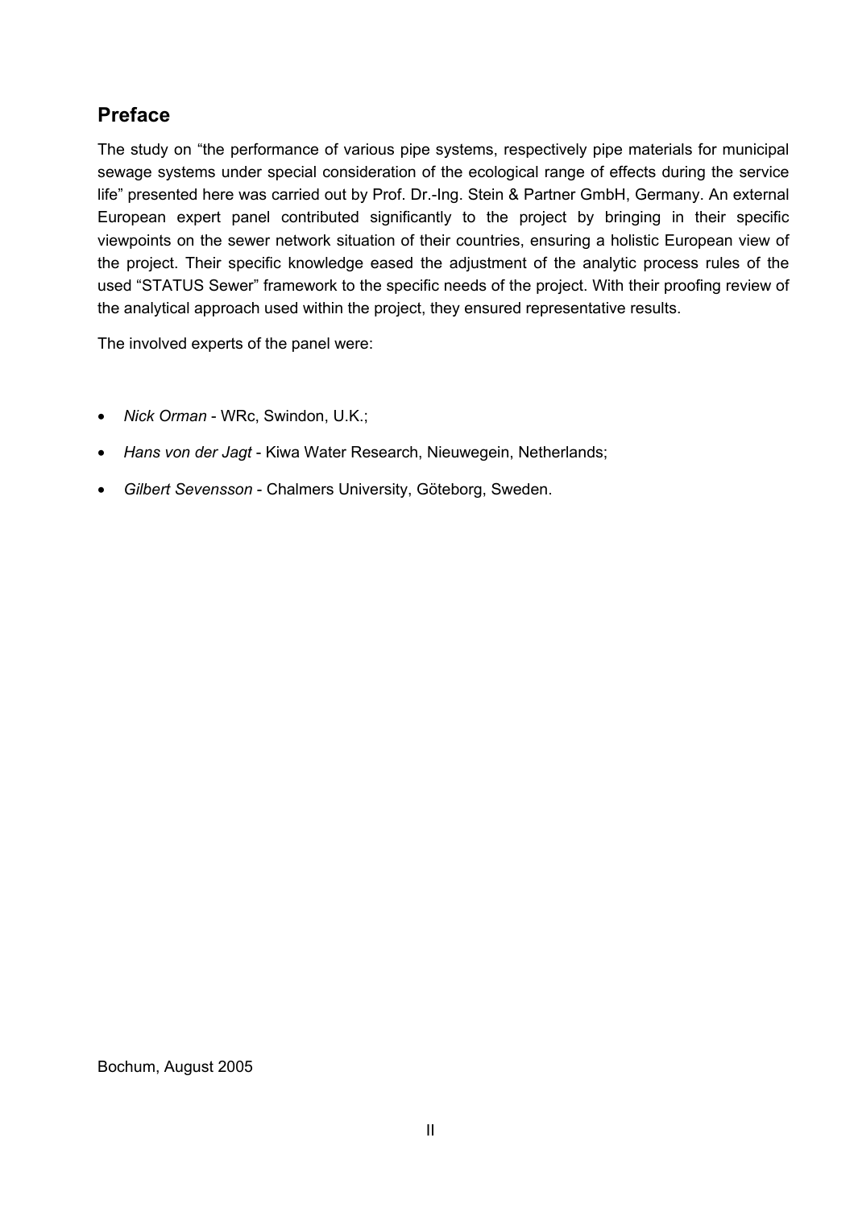## Preface

The study on "the performance of various pipe systems, respectively pipe materials for municipal sewage systems under special consideration of the ecological range of effects during the service life" presented here was carried out by Prof. Dr.-Ing. Stein & Partner GmbH, Germany. An external European expert panel contributed significantly to the project by bringing in their specific viewpoints on the sewer network situation of their countries, ensuring a holistic European view of the project. Their specific knowledge eased the adjustment of the analytic process rules of the used "STATUS Sewer" framework to the specific needs of the project. With their proofing review of the analytical approach used within the project, they ensured representative results.

The involved experts of the panel were:

- *Nick Orman* - WRc, Swindon, U.K.;
- *Hans von der Jagt* - Kiwa Water Research, Nieuwegein, Netherlands;
- *Gilbert Sevensson* - Chalmers University, Göteborg, Sweden.

Bochum, August 2005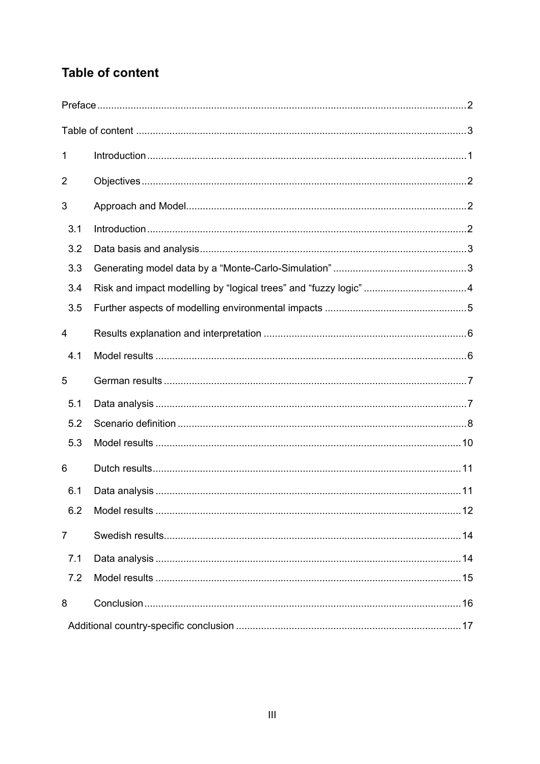# Table of content

Preface ........................................................................................................................ 2

Table of content ........................................................................................................... 3

1 Introduction ................................................................................................................. 1

2 Objectives .................................................................................................................... 2

3 Approach and Model .................................................................................................... 2

3.1 Introduction ................................................................................................................. 2

3.2 Data basis and analysis ............................................................................................... 3

3.3 Generating model data by a “Monte-Carlo-Simulation” ................................................ 3

3.4 Risk and impact modelling by “logical trees” and “fuzzy logic” ..................................... 4

3.5 Further aspects of modelling environmental impacts .................................................. 5

4 Results explanation and interpretation ........................................................................ 6

4.1 Model results .............................................................................................................. 6

5 German results ............................................................................................................ 7

5.1 Data analysis ............................................................................................................... 7

5.2 Scenario definition ....................................................................................................... 8

5.3 Model results ............................................................................................................. 10

6 Dutch results .............................................................................................................. 11

6.1 Data analysis ............................................................................................................. 11

6.2 Model results ............................................................................................................. 12

7 Swedish results .......................................................................................................... 14

7.1 Data analysis ............................................................................................................. 14

7.2 Model results ............................................................................................................. 15

8 Conclusion ................................................................................................................. 16

Additional country-specific conclusion ................................................................................ 17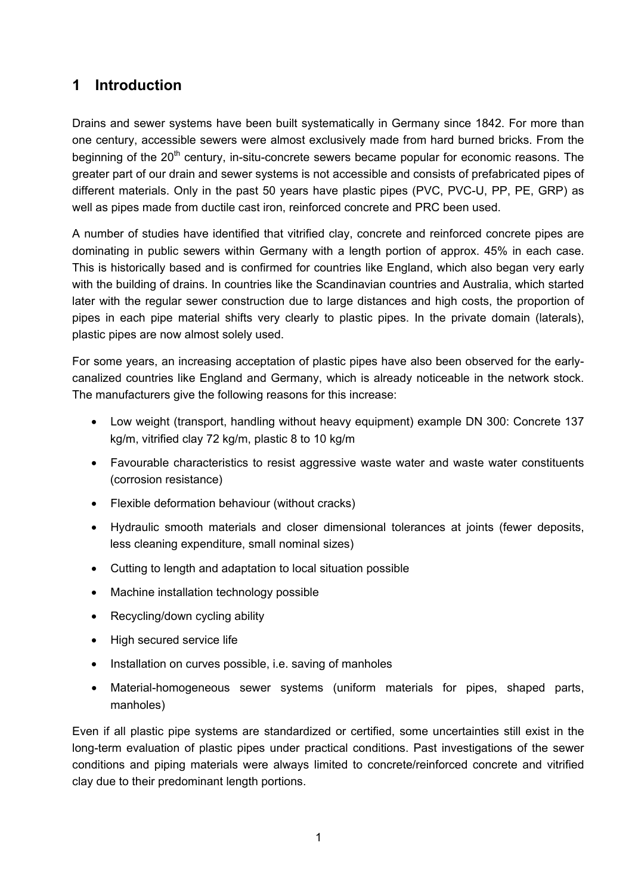# 1 Introduction

Drains and sewer systems have been built systematically in Germany since 1842. For more than one century, accessible sewers were almost exclusively made from hard burned bricks. From the beginning of the 20th century, in-situ-concrete sewers became popular for economic reasons. The greater part of our drain and sewer systems is not accessible and consists of prefabricated pipes of different materials. Only in the past 50 years have plastic pipes (PVC, PVC-U, PP, PE, GRP) as well as pipes made from ductile cast iron, reinforced concrete and PRC been used.

A number of studies have identified that vitrified clay, concrete and reinforced concrete pipes are dominating in public sewers within Germany with a length portion of approx. 45% in each case. This is historically based and is confirmed for countries like England, which also began very early with the building of drains. In countries like the Scandinavian countries and Australia, which started later with the regular sewer construction due to large distances and high costs, the proportion of pipes in each pipe material shifts very clearly to plastic pipes. In the private domain (laterals), plastic pipes are now almost solely used.

For some years, an increasing acceptation of plastic pipes have also been observed for the early-canalized countries like England and Germany, which is already noticeable in the network stock. The manufacturers give the following reasons for this increase:

- Low weight (transport, handling without heavy equipment) example DN 300: Concrete 137 kg/m, vitrified clay 72 kg/m, plastic 8 to 10 kg/m
- Favourable characteristics to resist aggressive waste water and waste water constituents (corrosion resistance)
- Flexible deformation behaviour (without cracks)
- Hydraulic smooth materials and closer dimensional tolerances at joints (fewer deposits, less cleaning expenditure, small nominal sizes)
- Cutting to length and adaptation to local situation possible
- Machine installation technology possible
- Recycling/down cycling ability
- High secured service life
- Installation on curves possible, i.e. saving of manholes
- Material-homogeneous sewer systems (uniform materials for pipes, shaped parts, manholes)

Even if all plastic pipe systems are standardized or certified, some uncertainties still exist in the long-term evaluation of plastic pipes under practical conditions. Past investigations of the sewer conditions and piping materials were always limited to concrete/reinforced concrete and vitrified clay due to their predominant length portions.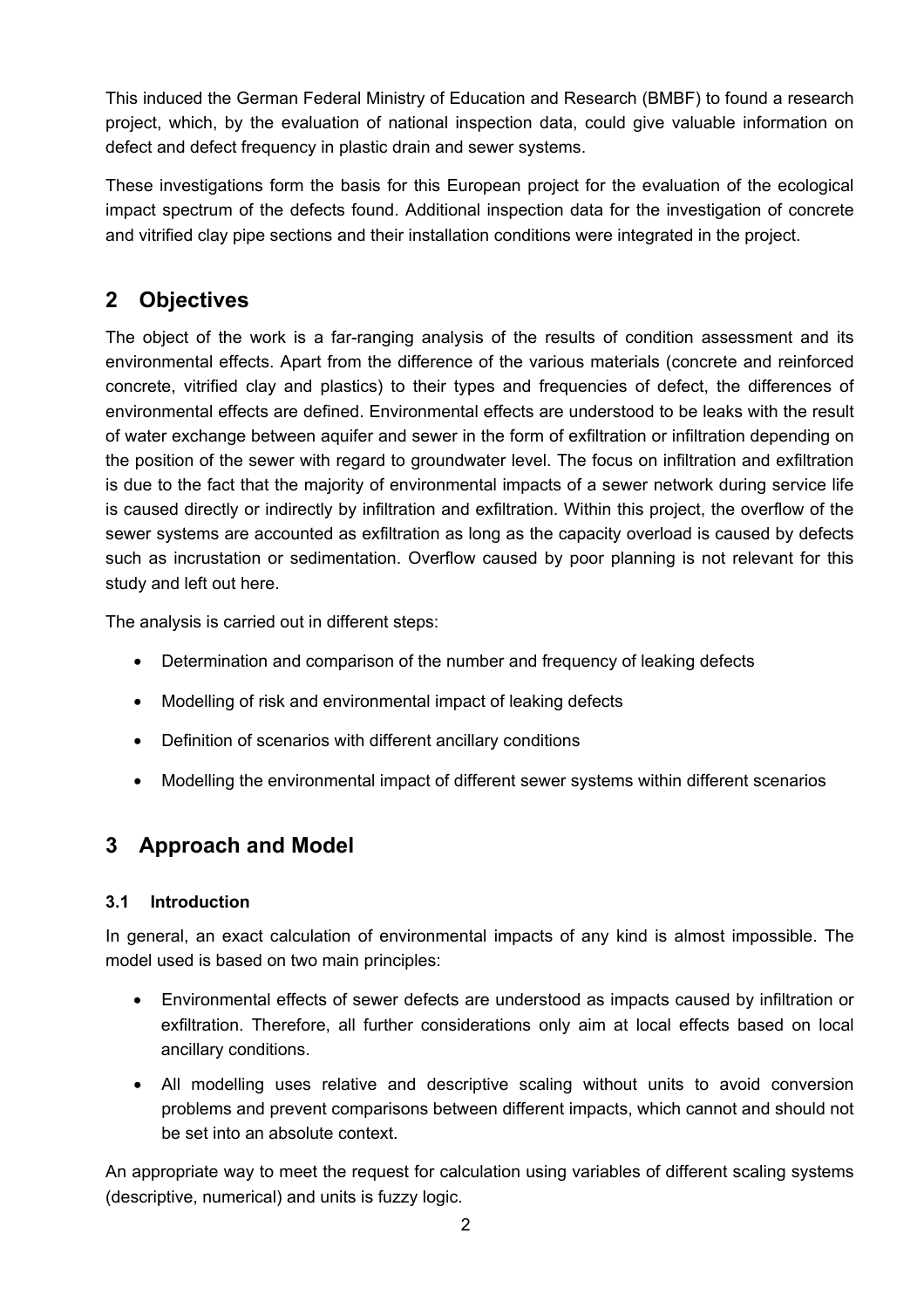This induced the German Federal Ministry of Education and Research (BMBF) to found a research project, which, by the evaluation of national inspection data, could give valuable information on defect and defect frequency in plastic drain and sewer systems.

These investigations form the basis for this European project for the evaluation of the ecological impact spectrum of the defects found. Additional inspection data for the investigation of concrete and vitrified clay pipe sections and their installation conditions were integrated in the project.

## 2 Objectives

The object of the work is a far-ranging analysis of the results of condition assessment and its environmental effects. Apart from the difference of the various materials (concrete and reinforced concrete, vitrified clay and plastics) to their types and frequencies of defect, the differences of environmental effects are defined. Environmental effects are understood to be leaks with the result of water exchange between aquifer and sewer in the form of exfiltration or infiltration depending on the position of the sewer with regard to groundwater level. The focus on infiltration and exfiltration is due to the fact that the majority of environmental impacts of a sewer network during service life is caused directly or indirectly by infiltration and exfiltration. Within this project, the overflow of the sewer systems are accounted as exfiltration as long as the capacity overload is caused by defects such as incrustation or sedimentation. Overflow caused by poor planning is not relevant for this study and left out here.

The analysis is carried out in different steps:

- Determination and comparison of the number and frequency of leaking defects
- Modelling of risk and environmental impact of leaking defects
- Definition of scenarios with different ancillary conditions
- Modelling the environmental impact of different sewer systems within different scenarios

## 3 Approach and Model

### 3.1 Introduction

In general, an exact calculation of environmental impacts of any kind is almost impossible. The model used is based on two main principles:

- Environmental effects of sewer defects are understood as impacts caused by infiltration or exfiltration. Therefore, all further considerations only aim at local effects based on local ancillary conditions.
- All modelling uses relative and descriptive scaling without units to avoid conversion problems and prevent comparisons between different impacts, which cannot and should not be set into an absolute context.

An appropriate way to meet the request for calculation using variables of different scaling systems (descriptive, numerical) and units is fuzzy logic.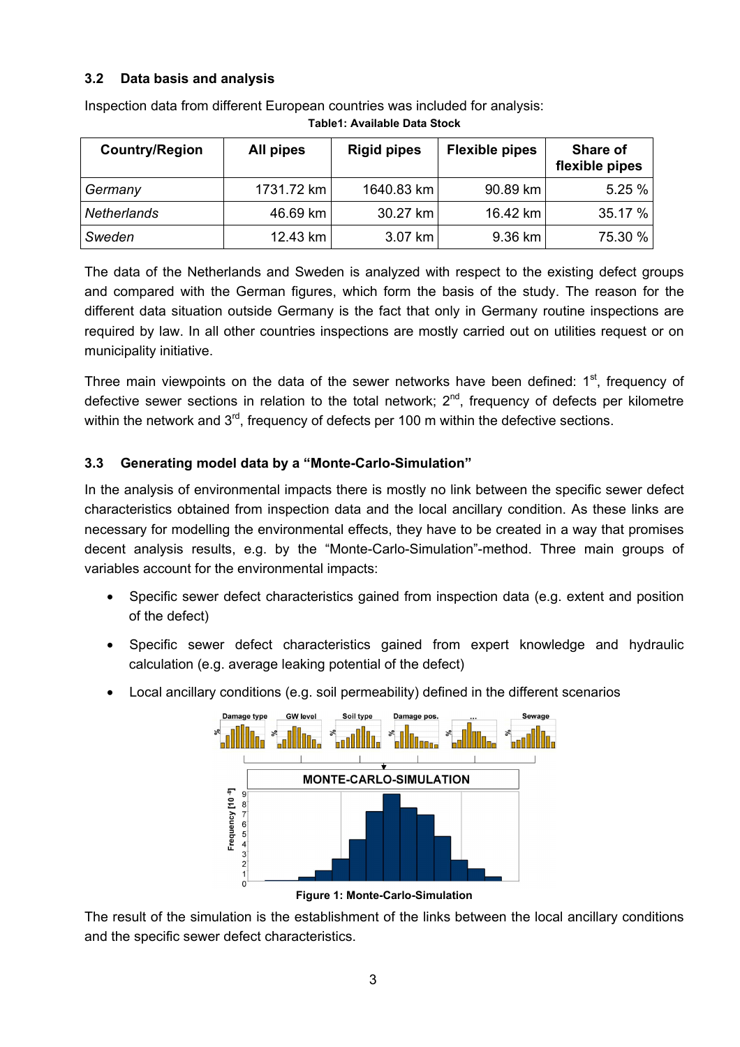### 3.2 Data basis and analysis

Inspection data from different European countries was included for analysis:

**Table1: Available Data Stock**

| Country/Region | All pipes | Rigid pipes | Flexible pipes | Share of flexible pipes |
|---|---|---|---|---|
| *Germany* | 1731.72 km | 1640.83 km | 90.89 km | 5.25 % |
| *Netherlands* | 46.69 km | 30.27 km | 16.42 km | 35.17 % |
| *Sweden* | 12.43 km | 3.07 km | 9.36 km | 75.30 % |

The data of the Netherlands and Sweden is analyzed with respect to the existing defect groups and compared with the German figures, which form the basis of the study. The reason for the different data situation outside Germany is the fact that only in Germany routine inspections are required by law. In all other countries inspections are mostly carried out on utilities request or on municipality initiative.

Three main viewpoints on the data of the sewer networks have been defined: 1st, frequency of defective sewer sections in relation to the total network; 2nd, frequency of defects per kilometre within the network and 3rd, frequency of defects per 100 m within the defective sections.

### 3.3 Generating model data by a "Monte-Carlo-Simulation"

In the analysis of environmental impacts there is mostly no link between the specific sewer defect characteristics obtained from inspection data and the local ancillary condition. As these links are necessary for modelling the environmental effects, they have to be created in a way that promises decent analysis results, e.g. by the "Monte-Carlo-Simulation"-method. Three main groups of variables account for the environmental impacts:

- Specific sewer defect characteristics gained from inspection data (e.g. extent and position of the defect)
- Specific sewer defect characteristics gained from expert knowledge and hydraulic calculation (e.g. average leaking potential of the defect)
- Local ancillary conditions (e.g. soil permeability) defined in the different scenarios

**Figure 1: Monte-Carlo-Simulation**

The result of the simulation is the establishment of the links between the local ancillary conditions and the specific sewer defect characteristics.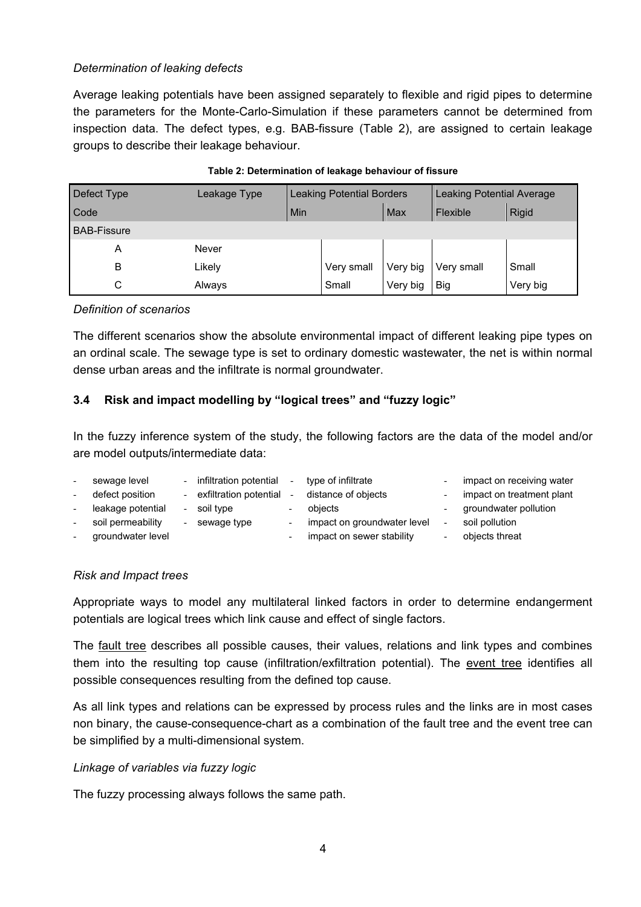*Determination of leaking defects*

Average leaking potentials have been assigned separately to flexible and rigid pipes to determine the parameters for the Monte-Carlo-Simulation if these parameters cannot be determined from inspection data. The defect types, e.g. BAB-fissure (Table 2), are assigned to certain leakage groups to describe their leakage behaviour.

**Table 2: Determination of leakage behaviour of fissure**

| Defect Type | Leakage Type | Leaking Potential Borders | | Leaking Potential Average | |
|---|---|---|---|---|---|
| Code | | Min | Max | Flexible | Rigid |
| BAB-Fissure | | | | | |
| A | Never | | | | |
| B | Likely | Very small | Very big | Very small | Small |
| C | Always | Small | Very big | Big | Very big |

*Definition of scenarios*

The different scenarios show the absolute environmental impact of different leaking pipe types on an ordinal scale. The sewage type is set to ordinary domestic wastewater, the net is within normal dense urban areas and the infiltrate is normal groundwater.

### 3.4 Risk and impact modelling by "logical trees" and "fuzzy logic"

In the fuzzy inference system of the study, the following factors are the data of the model and/or are model outputs/intermediate data:

- sewage level
- defect position
- leakage potential
- soil permeability
- groundwater level
- infiltration potential
- exfiltration potential
- soil type
- sewage type
- type of infiltrate
- distance of objects
- objects
- impact on groundwater level
- impact on sewer stability
- impact on receiving water
- impact on treatment plant
- groundwater pollution
- soil pollution
- objects threat

*Risk and Impact trees*

Appropriate ways to model any multilateral linked factors in order to determine endangerment potentials are logical trees which link cause and effect of single factors.

The fault tree describes all possible causes, their values, relations and link types and combines them into the resulting top cause (infiltration/exfiltration potential). The event tree identifies all possible consequences resulting from the defined top cause.

As all link types and relations can be expressed by process rules and the links are in most cases non binary, the cause-consequence-chart as a combination of the fault tree and the event tree can be simplified by a multi-dimensional system.

*Linkage of variables via fuzzy logic*

The fuzzy processing always follows the same path.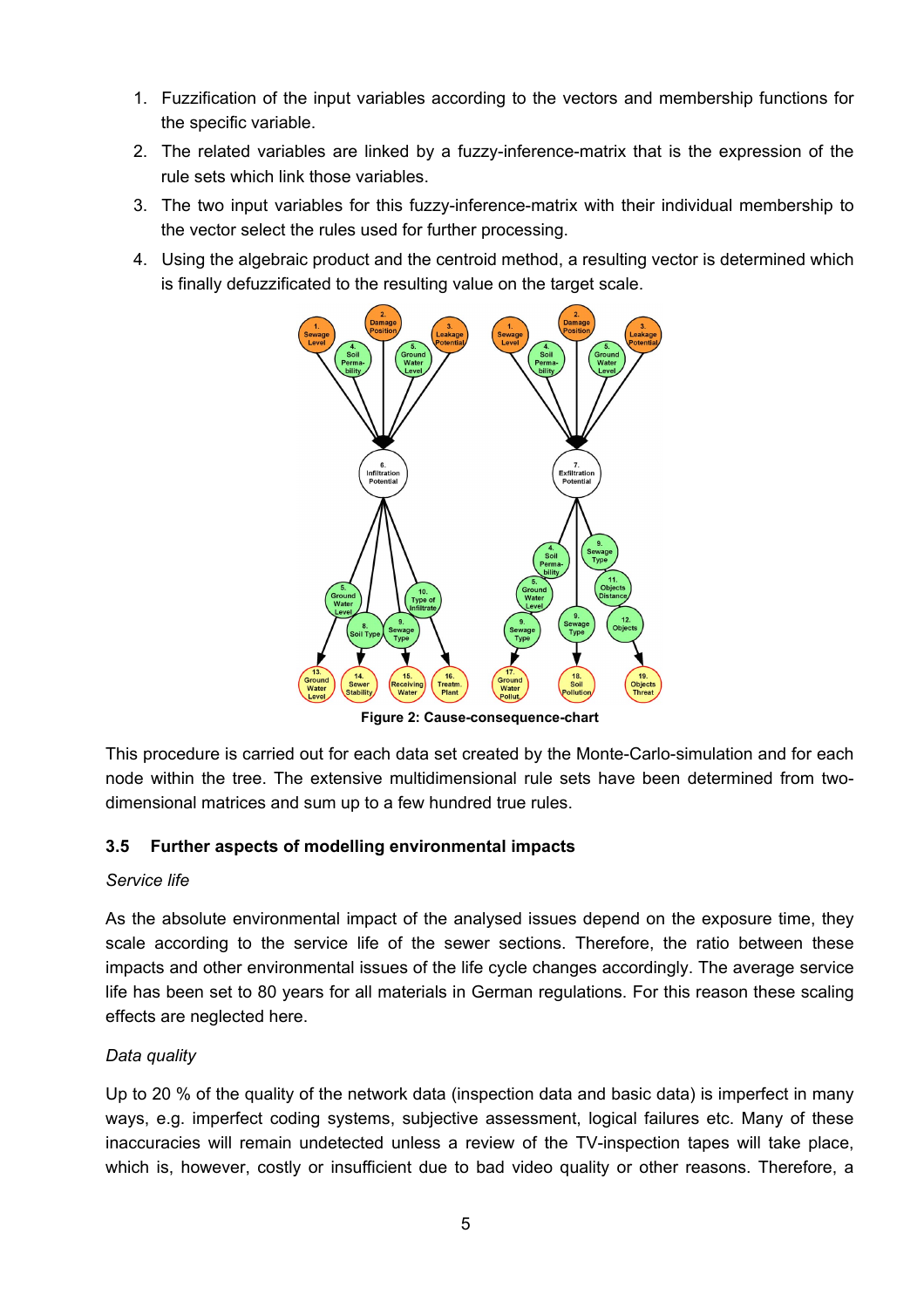1. Fuzzification of the input variables according to the vectors and membership functions for the specific variable.
2. The related variables are linked by a fuzzy-inference-matrix that is the expression of the rule sets which link those variables.
3. The two input variables for this fuzzy-inference-matrix with their individual membership to the vector select the rules used for further processing.
4. Using the algebraic product and the centroid method, a resulting vector is determined which is finally defuzzificated to the resulting value on the target scale.

**Figure 2: Cause-consequence-chart**

This procedure is carried out for each data set created by the Monte-Carlo-simulation and for each node within the tree. The extensive multidimensional rule sets have been determined from two-dimensional matrices and sum up to a few hundred true rules.

### 3.5 Further aspects of modelling environmental impacts

*Service life*

As the absolute environmental impact of the analysed issues depend on the exposure time, they scale according to the service life of the sewer sections. Therefore, the ratio between these impacts and other environmental issues of the life cycle changes accordingly. The average service life has been set to 80 years for all materials in German regulations. For this reason these scaling effects are neglected here.

*Data quality*

Up to 20 % of the quality of the network data (inspection data and basic data) is imperfect in many ways, e.g. imperfect coding systems, subjective assessment, logical failures etc. Many of these inaccuracies will remain undetected unless a review of the TV-inspection tapes will take place, which is, however, costly or insufficient due to bad video quality or other reasons. Therefore, a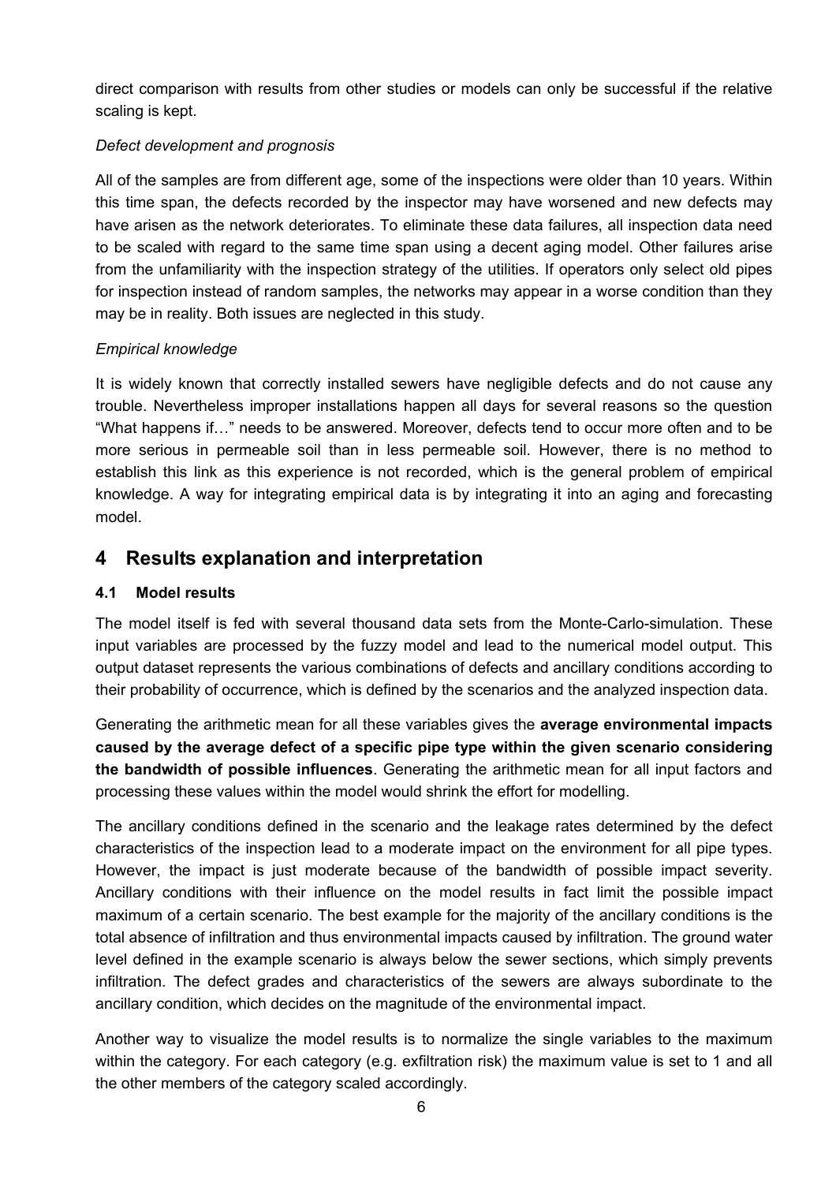direct comparison with results from other studies or models can only be successful if the relative scaling is kept.

*Defect development and prognosis*

All of the samples are from different age, some of the inspections were older than 10 years. Within this time span, the defects recorded by the inspector may have worsened and new defects may have arisen as the network deteriorates. To eliminate these data failures, all inspection data need to be scaled with regard to the same time span using a decent aging model. Other failures arise from the unfamiliarity with the inspection strategy of the utilities. If operators only select old pipes for inspection instead of random samples, the networks may appear in a worse condition than they may be in reality. Both issues are neglected in this study.

*Empirical knowledge*

It is widely known that correctly installed sewers have negligible defects and do not cause any trouble. Nevertheless improper installations happen all days for several reasons so the question "What happens if…" needs to be answered. Moreover, defects tend to occur more often and to be more serious in permeable soil than in less permeable soil. However, there is no method to establish this link as this experience is not recorded, which is the general problem of empirical knowledge. A way for integrating empirical data is by integrating it into an aging and forecasting model.

# 4 Results explanation and interpretation

## 4.1 Model results

The model itself is fed with several thousand data sets from the Monte-Carlo-simulation. These input variables are processed by the fuzzy model and lead to the numerical model output. This output dataset represents the various combinations of defects and ancillary conditions according to their probability of occurrence, which is defined by the scenarios and the analyzed inspection data.

Generating the arithmetic mean for all these variables gives the **average environmental impacts caused by the average defect of a specific pipe type within the given scenario considering the bandwidth of possible influences**. Generating the arithmetic mean for all input factors and processing these values within the model would shrink the effort for modelling.

The ancillary conditions defined in the scenario and the leakage rates determined by the defect characteristics of the inspection lead to a moderate impact on the environment for all pipe types. However, the impact is just moderate because of the bandwidth of possible impact severity. Ancillary conditions with their influence on the model results in fact limit the possible impact maximum of a certain scenario. The best example for the majority of the ancillary conditions is the total absence of infiltration and thus environmental impacts caused by infiltration. The ground water level defined in the example scenario is always below the sewer sections, which simply prevents infiltration. The defect grades and characteristics of the sewers are always subordinate to the ancillary condition, which decides on the magnitude of the environmental impact.

Another way to visualize the model results is to normalize the single variables to the maximum within the category. For each category (e.g. exfiltration risk) the maximum value is set to 1 and all the other members of the category scaled accordingly.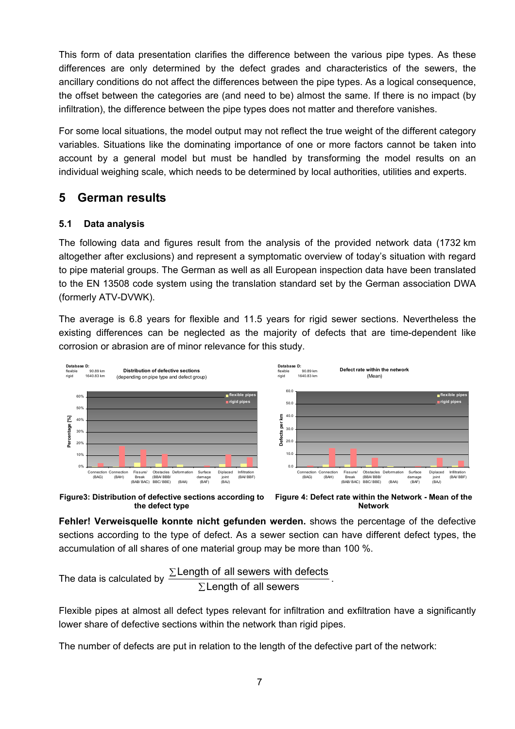This form of data presentation clarifies the difference between the various pipe types. As these differences are only determined by the defect grades and characteristics of the sewers, the ancillary conditions do not affect the differences between the pipe types. As a logical consequence, the offset between the categories are (and need to be) almost the same. If there is no impact (by infiltration), the difference between the pipe types does not matter and therefore vanishes.

For some local situations, the model output may not reflect the true weight of the different category variables. Situations like the dominating importance of one or more factors cannot be taken into account by a general model but must be handled by transforming the model results on an individual weighing scale, which needs to be determined by local authorities, utilities and experts.

# 5 German results

## 5.1 Data analysis

The following data and figures result from the analysis of the provided network data (1732 km altogether after exclusions) and represent a symptomatic overview of today's situation with regard to pipe material groups. The German as well as all European inspection data have been translated to the EN 13508 code system using the translation standard set by the German association DWA (formerly ATV-DVWK).

The average is 6.8 years for flexible and 11.5 years for rigid sewer sections. Nevertheless the existing differences can be neglected as the majority of defects that are time-dependent like corrosion or abrasion are of minor relevance for this study.

**Figure3: Distribution of defective sections according to the defect type**

**Figure 4: Defect rate within the Network - Mean of the Network**

**Fehler! Verweisquelle konnte nicht gefunden werden.** shows the percentage of the defective sections according to the type of defect. As a sewer section can have different defect types, the accumulation of all shares of one material group may be more than 100 %.

The data is calculated by $\frac{\sum \text{Length of all sewers with defects}}{\sum \text{Length of all sewers}}$.

Flexible pipes at almost all defect types relevant for infiltration and exfiltration have a significantly lower share of defective sections within the network than rigid pipes.

The number of defects are put in relation to the length of the defective part of the network: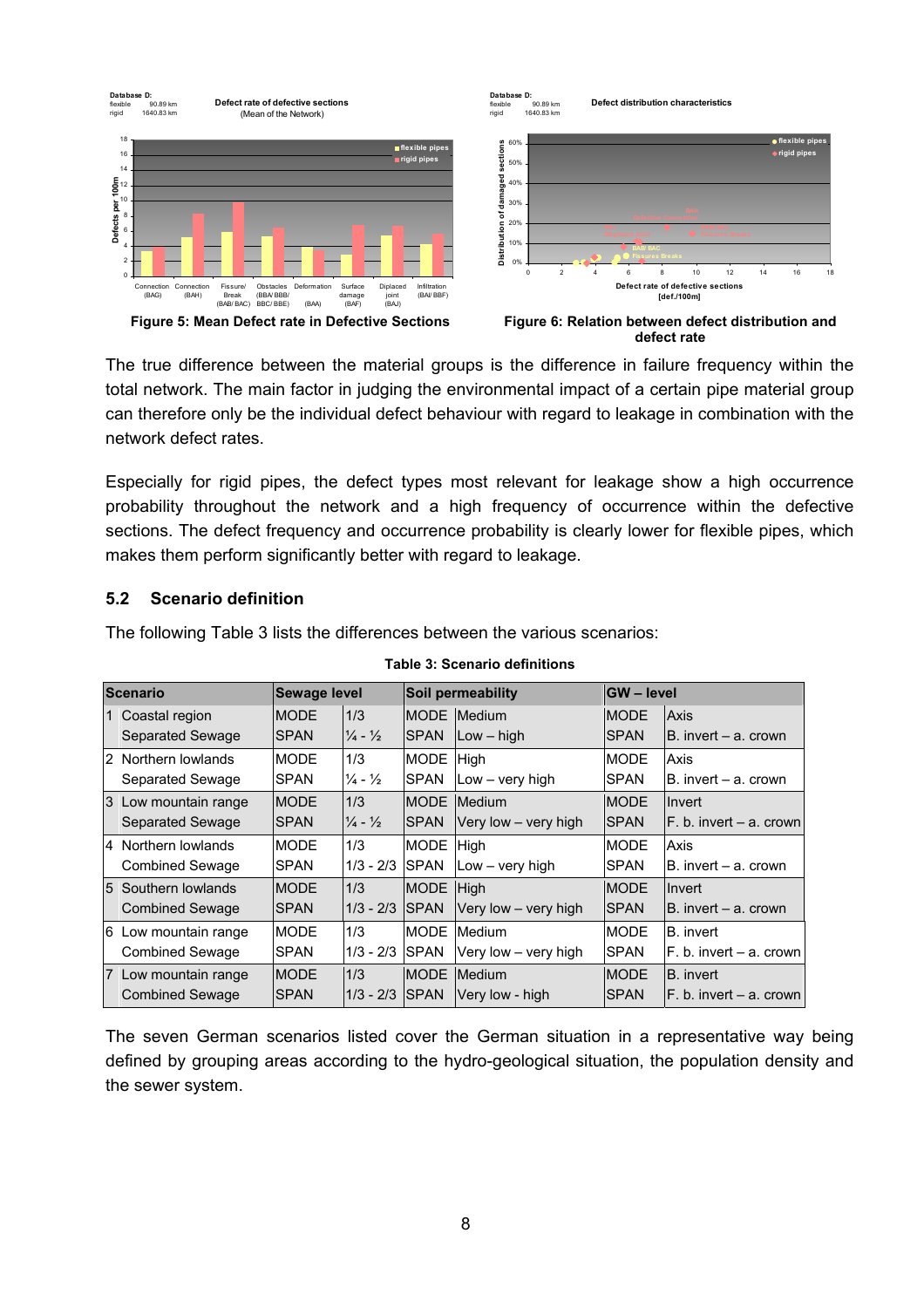Figure 5: Mean Defect rate in Defective Sections

Figure 6: Relation between defect distribution and defect rate

The true difference between the material groups is the difference in failure frequency within the total network. The main factor in judging the environmental impact of a certain pipe material group can therefore only be the individual defect behaviour with regard to leakage in combination with the network defect rates.

Especially for rigid pipes, the defect types most relevant for leakage show a high occurrence probability throughout the network and a high frequency of occurrence within the defective sections. The defect frequency and occurrence probability is clearly lower for flexible pipes, which makes them perform significantly better with regard to leakage.

## 5.2 Scenario definition

The following Table 3 lists the differences between the various scenarios:

**Table 3: Scenario definitions**

| Scenario | | Sewage level | | Soil permeability | | GW – level | |
|---|---|---|---|---|---|---|---|
| 1 | Coastal region | MODE | 1/3 | MODE | Medium | MODE | Axis |
| | Separated Sewage | SPAN | ¼ - ½ | SPAN | Low – high | SPAN | B. invert – a. crown |
| 2 | Northern lowlands | MODE | 1/3 | MODE | High | MODE | Axis |
| | Separated Sewage | SPAN | ¼ - ½ | SPAN | Low – very high | SPAN | B. invert – a. crown |
| 3 | Low mountain range | MODE | 1/3 | MODE | Medium | MODE | Invert |
| | Separated Sewage | SPAN | ¼ - ½ | SPAN | Very low – very high | SPAN | F. b. invert – a. crown |
| 4 | Northern lowlands | MODE | 1/3 | MODE | High | MODE | Axis |
| | Combined Sewage | SPAN | 1/3 - 2/3 | SPAN | Low – very high | SPAN | B. invert – a. crown |
| 5 | Southern lowlands | MODE | 1/3 | MODE | High | MODE | Invert |
| | Combined Sewage | SPAN | 1/3 - 2/3 | SPAN | Very low – very high | SPAN | B. invert – a. crown |
| 6 | Low mountain range | MODE | 1/3 | MODE | Medium | MODE | B. invert |
| | Combined Sewage | SPAN | 1/3 - 2/3 | SPAN | Very low – very high | SPAN | F. b. invert – a. crown |
| 7 | Low mountain range | MODE | 1/3 | MODE | Medium | MODE | B. invert |
| | Combined Sewage | SPAN | 1/3 - 2/3 | SPAN | Very low - high | SPAN | F. b. invert – a. crown |

The seven German scenarios listed cover the German situation in a representative way being defined by grouping areas according to the hydro-geological situation, the population density and the sewer system.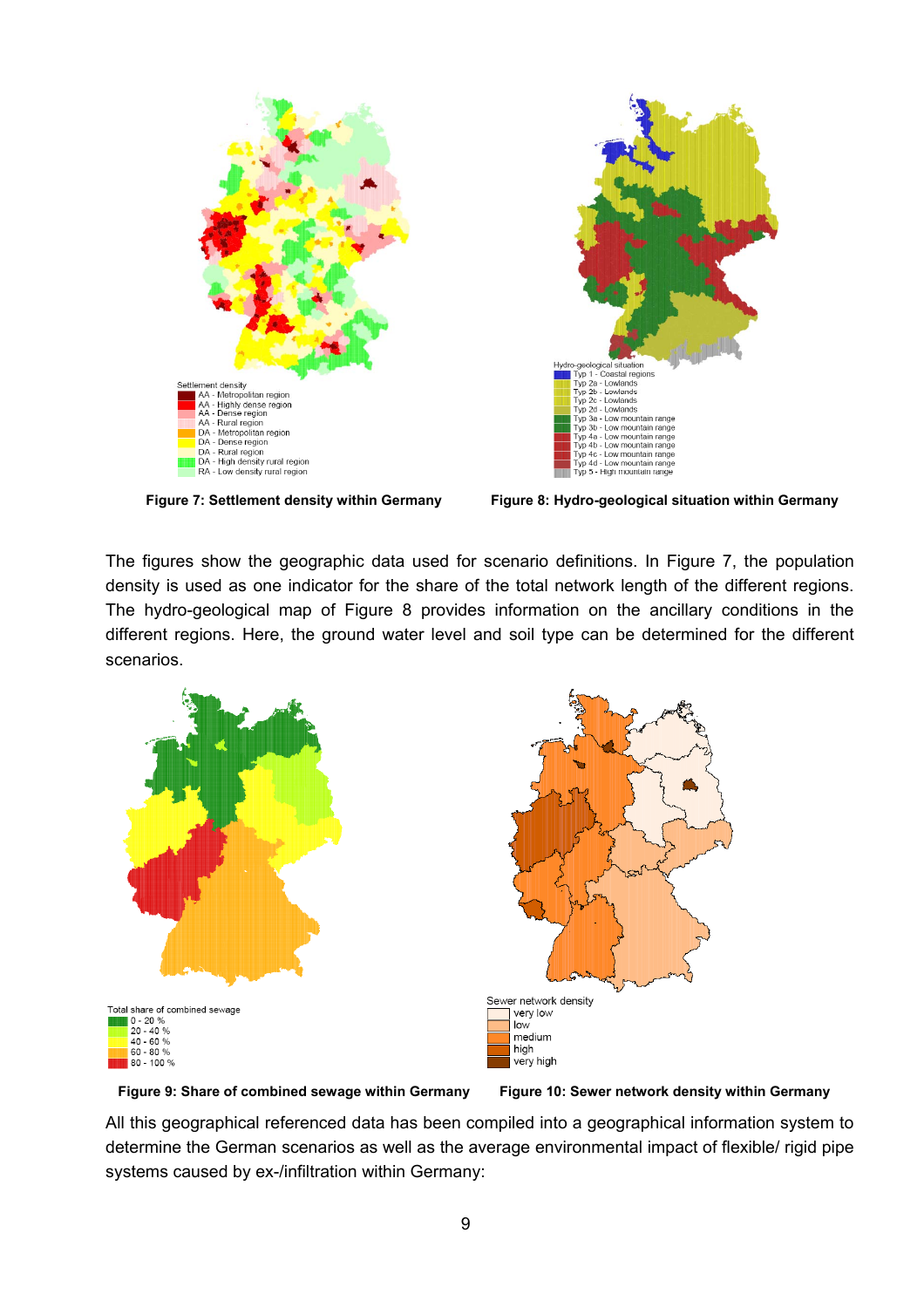Figure 7: Settlement density within Germany

Figure 8: Hydro-geological situation within Germany

The figures show the geographic data used for scenario definitions. In Figure 7, the population density is used as one indicator for the share of the total network length of the different regions. The hydro-geological map of Figure 8 provides information on the ancillary conditions in the different regions. Here, the ground water level and soil type can be determined for the different scenarios.

Figure 9: Share of combined sewage within Germany

Figure 10: Sewer network density within Germany

All this geographical referenced data has been compiled into a geographical information system to determine the German scenarios as well as the average environmental impact of flexible/ rigid pipe systems caused by ex-/infiltration within Germany: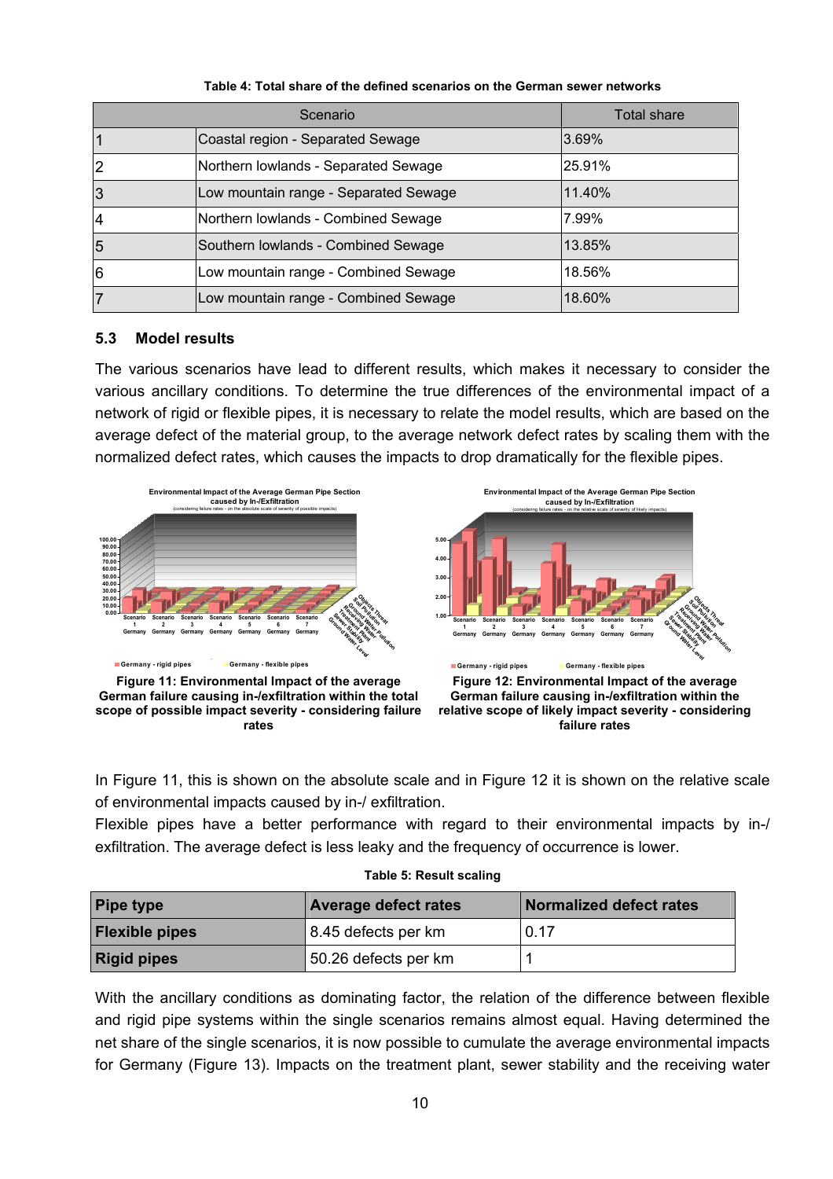**Table 4: Total share of the defined scenarios on the German sewer networks**

| Scenario | | Total share |
|---|---|---|
| 1 | Coastal region - Separated Sewage | 3.69% |
| 2 | Northern lowlands - Separated Sewage | 25.91% |
| 3 | Low mountain range - Separated Sewage | 11.40% |
| 4 | Northern lowlands - Combined Sewage | 7.99% |
| 5 | Southern lowlands - Combined Sewage | 13.85% |
| 6 | Low mountain range - Combined Sewage | 18.56% |
| 7 | Low mountain range - Combined Sewage | 18.60% |

### 5.3 Model results

The various scenarios have lead to different results, which makes it necessary to consider the various ancillary conditions. To determine the true differences of the environmental impact of a network of rigid or flexible pipes, it is necessary to relate the model results, which are based on the average defect of the material group, to the average network defect rates by scaling them with the normalized defect rates, which causes the impacts to drop dramatically for the flexible pipes.

**Figure 11: Environmental Impact of the average German failure causing in-/exfiltration within the total scope of possible impact severity - considering failure rates**

**Figure 12: Environmental Impact of the average German failure causing in-/exfiltration within the relative scope of likely impact severity - considering failure rates**

In Figure 11, this is shown on the absolute scale and in Figure 12 it is shown on the relative scale of environmental impacts caused by in-/ exfiltration.

Flexible pipes have a better performance with regard to their environmental impacts by in-/ exfiltration. The average defect is less leaky and the frequency of occurrence is lower.

**Table 5: Result scaling**

| Pipe type | Average defect rates | Normalized defect rates |
|---|---|---|
| **Flexible pipes** | 8.45 defects per km | 0.17 |
| **Rigid pipes** | 50.26 defects per km | 1 |

With the ancillary conditions as dominating factor, the relation of the difference between flexible and rigid pipe systems within the single scenarios remains almost equal. Having determined the net share of the single scenarios, it is now possible to cumulate the average environmental impacts for Germany (Figure 13). Impacts on the treatment plant, sewer stability and the receiving water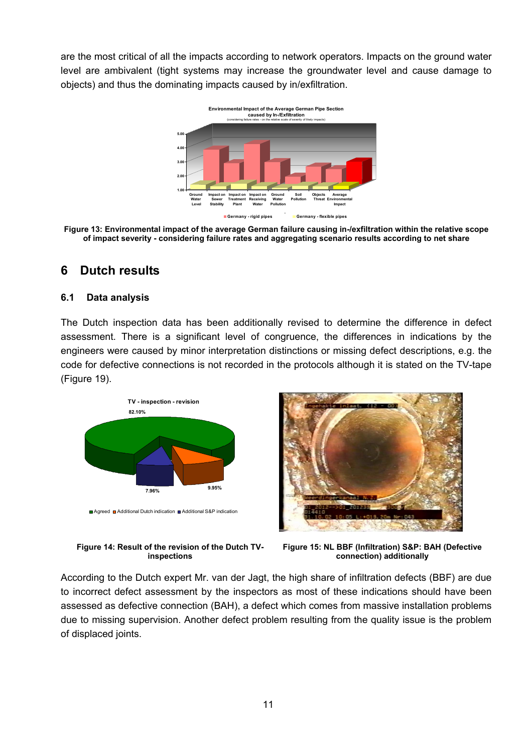are the most critical of all the impacts according to network operators. Impacts on the ground water level are ambivalent (tight systems may increase the groundwater level and cause damage to objects) and thus the dominating impacts caused by in/exfiltration.

**Figure 13: Environmental impact of the average German failure causing in-/exfiltration within the relative scope of impact severity - considering failure rates and aggregating scenario results according to net share**

## 6 Dutch results

### 6.1 Data analysis

The Dutch inspection data has been additionally revised to determine the difference in defect assessment. There is a significant level of congruence, the differences in indications by the engineers were caused by minor interpretation distinctions or missing defect descriptions, e.g. the code for defective connections is not recorded in the protocols although it is stated on the TV-tape (Figure 19).

**Figure 14: Result of the revision of the Dutch TV-inspections**

**Figure 15: NL BBF (Infiltration) S&P: BAH (Defective connection) additionally**

According to the Dutch expert Mr. van der Jagt, the high share of infiltration defects (BBF) are due to incorrect defect assessment by the inspectors as most of these indications should have been assessed as defective connection (BAH), a defect which comes from massive installation problems due to missing supervision. Another defect problem resulting from the quality issue is the problem of displaced joints.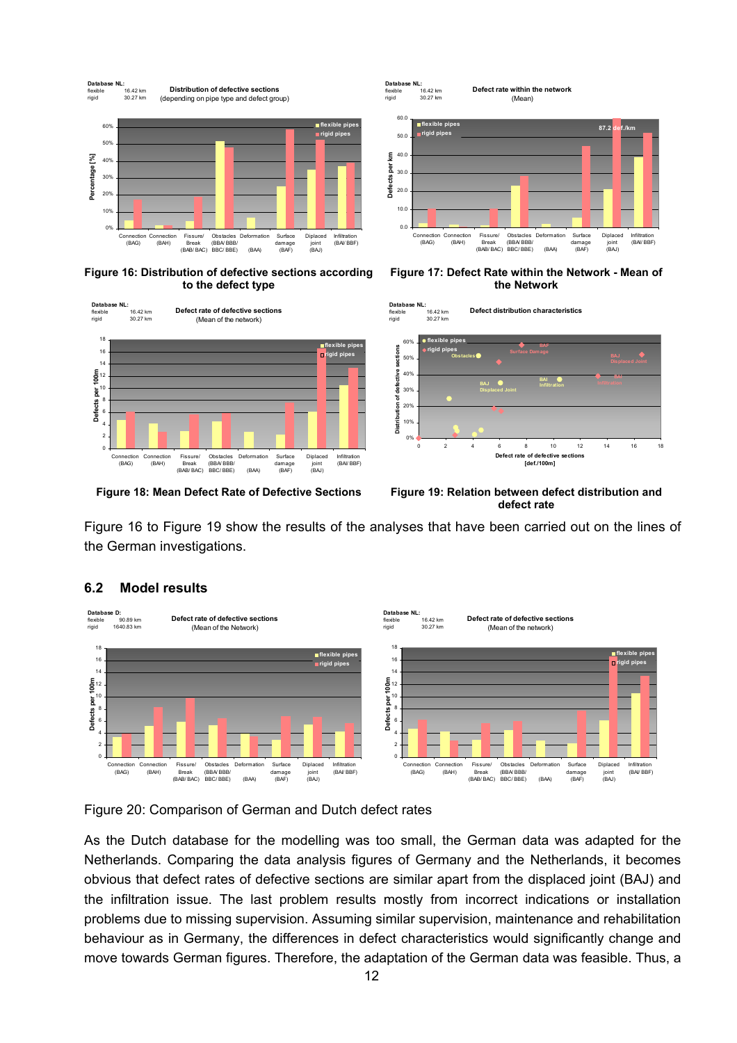**Figure 16: Distribution of defective sections according to the defect type**

**Figure 17: Defect Rate within the Network - Mean of the Network**

**Figure 18: Mean Defect Rate of Defective Sections**

**Figure 19: Relation between defect distribution and defect rate**

Figure 16 to Figure 19 show the results of the analyses that have been carried out on the lines of the German investigations.

## 6.2 Model results

Figure 20: Comparison of German and Dutch defect rates

As the Dutch database for the modelling was too small, the German data was adapted for the Netherlands. Comparing the data analysis figures of Germany and the Netherlands, it becomes obvious that defect rates of defective sections are similar apart from the displaced joint (BAJ) and the infiltration issue. The last problem results mostly from incorrect indications or installation problems due to missing supervision. Assuming similar supervision, maintenance and rehabilitation behaviour as in Germany, the differences in defect characteristics would significantly change and move towards German figures. Therefore, the adaptation of the German data was feasible. Thus, a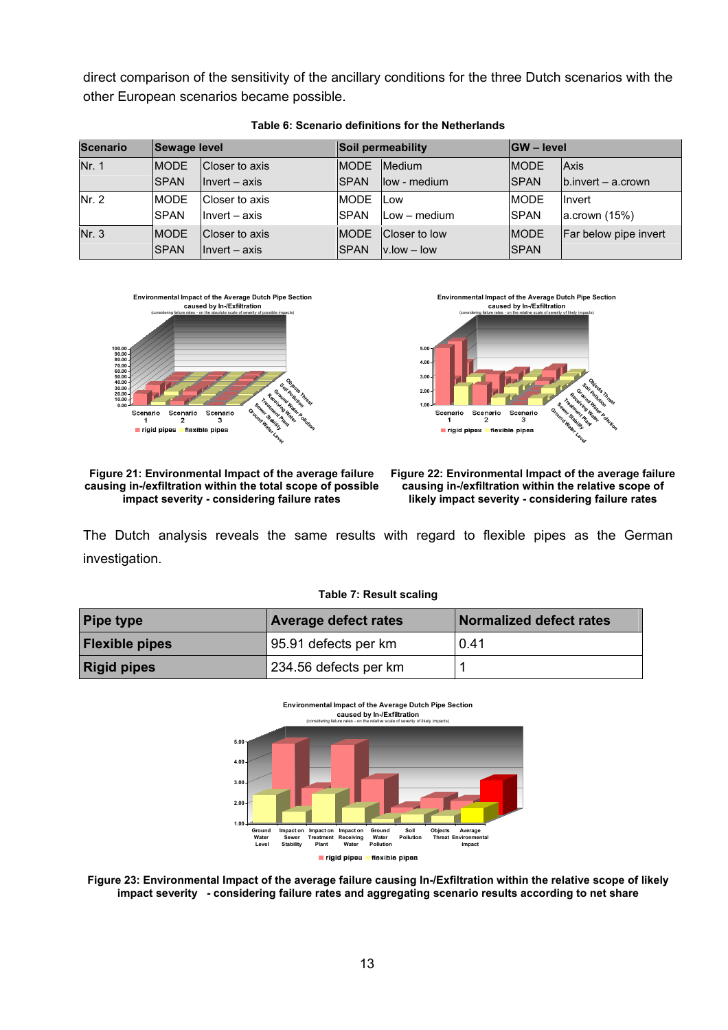direct comparison of the sensitivity of the ancillary conditions for the three Dutch scenarios with the other European scenarios became possible.

**Table 6: Scenario definitions for the Netherlands**

| Scenario | Sewage level | | Soil permeability | | GW – level | |
|---|---|---|---|---|---|---|
| Nr. 1 | MODE | Closer to axis | MODE | Medium | MODE | Axis |
| | SPAN | Invert – axis | SPAN | low - medium | SPAN | b.invert – a.crown |
| Nr. 2 | MODE | Closer to axis | MODE | Low | MODE | Invert |
| | SPAN | Invert – axis | SPAN | Low – medium | SPAN | a.crown (15%) |
| Nr. 3 | MODE | Closer to axis | MODE | Closer to low | MODE | Far below pipe invert |
| | SPAN | Invert – axis | SPAN | v.low – low | SPAN | |

**Figure 21: Environmental Impact of the average failure causing in-/exfiltration within the total scope of possible impact severity - considering failure rates**

**Figure 22: Environmental Impact of the average failure causing in-/exfiltration within the relative scope of likely impact severity - considering failure rates**

The Dutch analysis reveals the same results with regard to flexible pipes as the German investigation.

**Table 7: Result scaling**

| Pipe type | Average defect rates | Normalized defect rates |
|---|---|---|
| **Flexible pipes** | 95.91 defects per km | 0.41 |
| **Rigid pipes** | 234.56 defects per km | 1 |

**Figure 23: Environmental Impact of the average failure causing In-/Exfiltration within the relative scope of likely impact severity - considering failure rates and aggregating scenario results according to net share**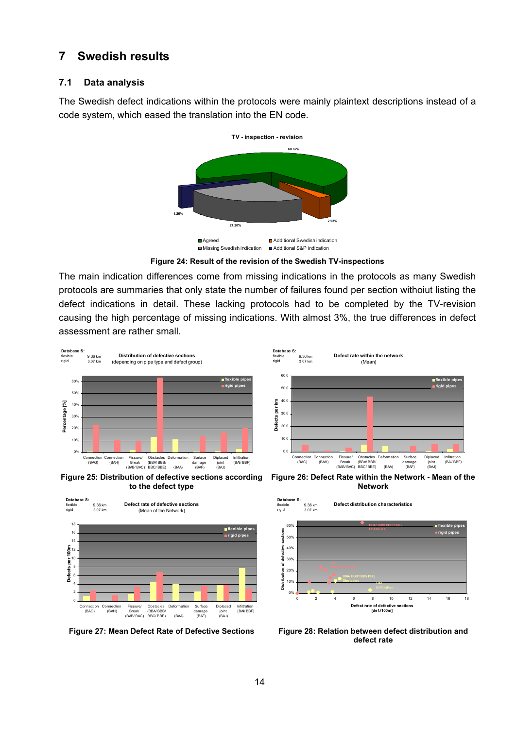# 7 Swedish results

## 7.1 Data analysis

The Swedish defect indications within the protocols were mainly plaintext descriptions instead of a code system, which eased the translation into the EN code.

Figure 24: Result of the revision of the Swedish TV-inspections

The main indication differences come from missing indications in the protocols as many Swedish protocols are summaries that only state the number of failures found per section withoiut listing the defect indications in detail. These lacking protocols had to be completed by the TV-revision causing the high percentage of missing indications. With almost 3%, the true differences in defect assessment are rather small.

Figure 25: Distribution of defective sections according to the defect type

Figure 26: Defect Rate within the Network - Mean of the Network

Figure 27: Mean Defect Rate of Defective Sections

Figure 28: Relation between defect distribution and defect rate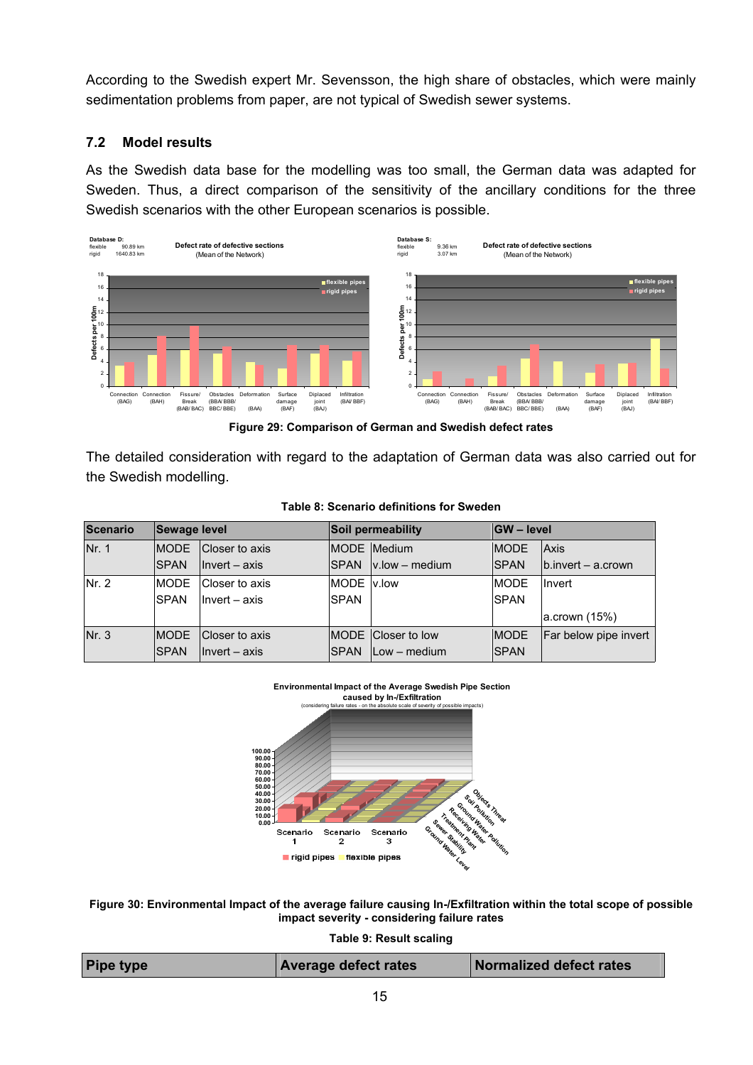According to the Swedish expert Mr. Sevensson, the high share of obstacles, which were mainly sedimentation problems from paper, are not typical of Swedish sewer systems.

## 7.2 Model results

As the Swedish data base for the modelling was too small, the German data was adapted for Sweden. Thus, a direct comparison of the sensitivity of the ancillary conditions for the three Swedish scenarios with the other European scenarios is possible.

**Figure 29: Comparison of German and Swedish defect rates**

The detailed consideration with regard to the adaptation of German data was also carried out for the Swedish modelling.

**Table 8: Scenario definitions for Sweden**

| Scenario | Sewage level | | Soil permeability | | GW – level | |
|---|---|---|---|---|---|---|
| Nr. 1 | MODE | Closer to axis | MODE | Medium | MODE | Axis |
| | SPAN | Invert – axis | SPAN | v.low – medium | SPAN | b.invert – a.crown |
| Nr. 2 | MODE | Closer to axis | MODE | v.low | MODE | Invert |
| | SPAN | Invert – axis | SPAN | | SPAN | |
| | | | | | | a.crown (15%) |
| Nr. 3 | MODE | Closer to axis | MODE | Closer to low | MODE | Far below pipe invert |
| | SPAN | Invert – axis | SPAN | Low – medium | SPAN | |

**Figure 30: Environmental Impact of the average failure causing In-/Exfiltration within the total scope of possible impact severity - considering failure rates**

**Table 9: Result scaling**

| Pipe type | Average defect rates | Normalized defect rates |
|---|---|---|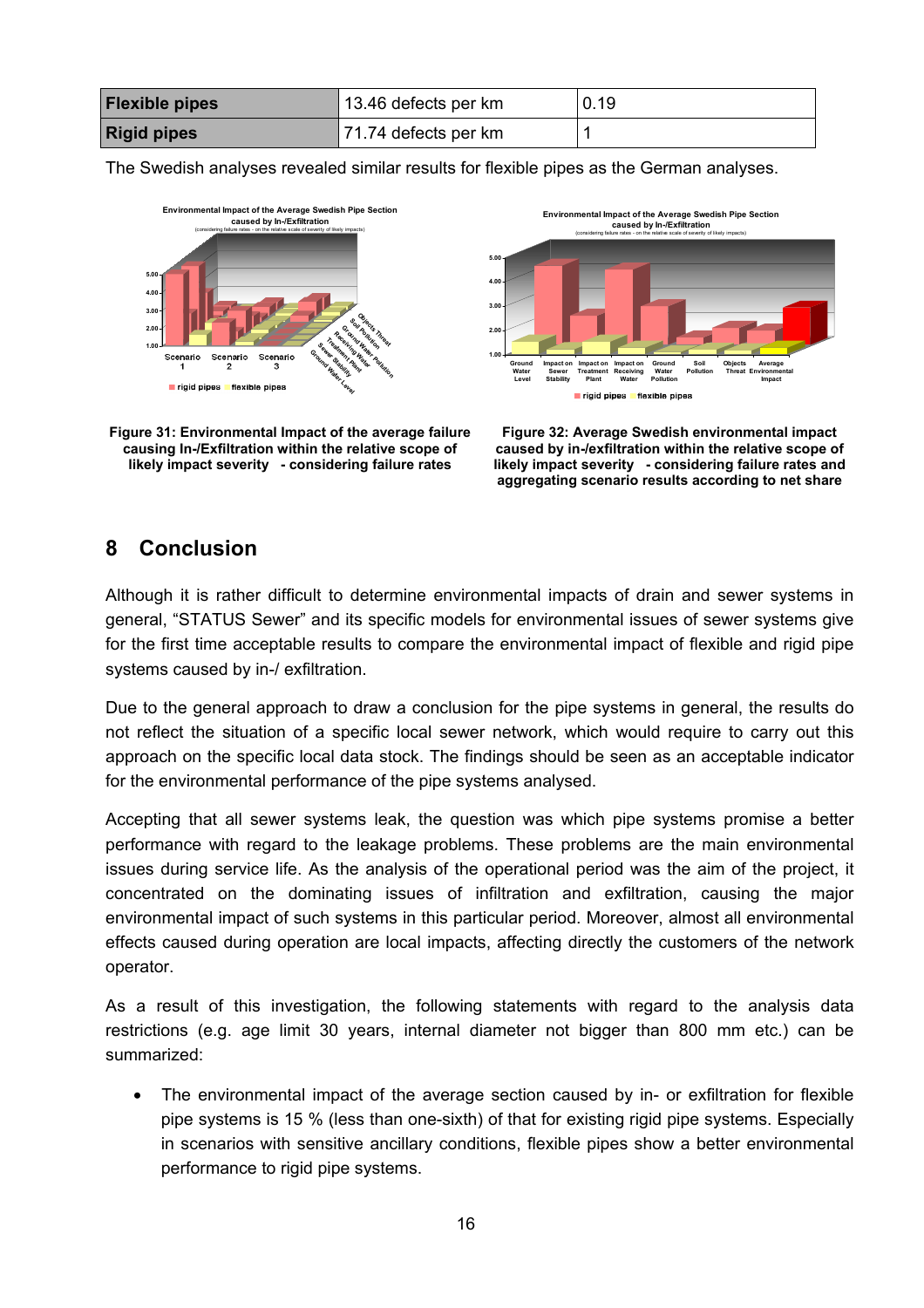| Flexible pipes | 13.46 defects per km | 0.19 |
|---|---|---|
| Rigid pipes | 71.74 defects per km | 1 |

The Swedish analyses revealed similar results for flexible pipes as the German analyses.

**Figure 31: Environmental Impact of the average failure causing In-/Exfiltration within the relative scope of likely impact severity - considering failure rates**

**Figure 32: Average Swedish environmental impact caused by in-/exfiltration within the relative scope of likely impact severity - considering failure rates and aggregating scenario results according to net share**

## 8 Conclusion

Although it is rather difficult to determine environmental impacts of drain and sewer systems in general, "STATUS Sewer" and its specific models for environmental issues of sewer systems give for the first time acceptable results to compare the environmental impact of flexible and rigid pipe systems caused by in-/ exfiltration.

Due to the general approach to draw a conclusion for the pipe systems in general, the results do not reflect the situation of a specific local sewer network, which would require to carry out this approach on the specific local data stock. The findings should be seen as an acceptable indicator for the environmental performance of the pipe systems analysed.

Accepting that all sewer systems leak, the question was which pipe systems promise a better performance with regard to the leakage problems. These problems are the main environmental issues during service life. As the analysis of the operational period was the aim of the project, it concentrated on the dominating issues of infiltration and exfiltration, causing the major environmental impact of such systems in this particular period. Moreover, almost all environmental effects caused during operation are local impacts, affecting directly the customers of the network operator.

As a result of this investigation, the following statements with regard to the analysis data restrictions (e.g. age limit 30 years, internal diameter not bigger than 800 mm etc.) can be summarized:

- The environmental impact of the average section caused by in- or exfiltration for flexible pipe systems is 15 % (less than one-sixth) of that for existing rigid pipe systems. Especially in scenarios with sensitive ancillary conditions, flexible pipes show a better environmental performance to rigid pipe systems.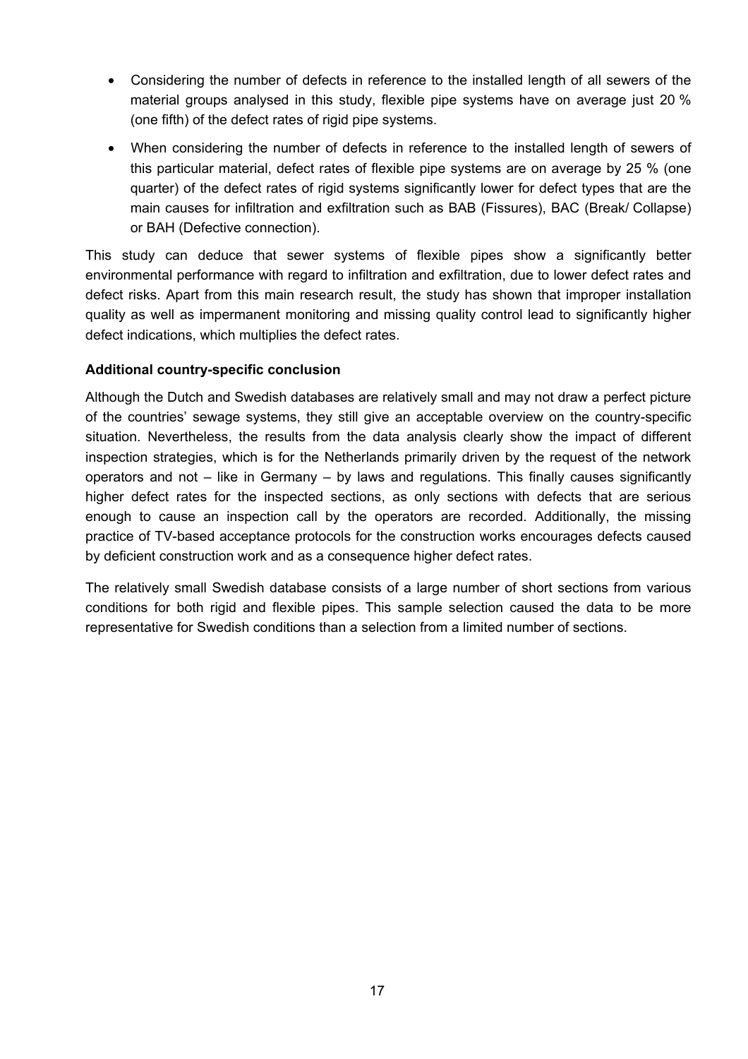- Considering the number of defects in reference to the installed length of all sewers of the material groups analysed in this study, flexible pipe systems have on average just 20 % (one fifth) of the defect rates of rigid pipe systems.
- When considering the number of defects in reference to the installed length of sewers of this particular material, defect rates of flexible pipe systems are on average by 25 % (one quarter) of the defect rates of rigid systems significantly lower for defect types that are the main causes for infiltration and exfiltration such as BAB (Fissures), BAC (Break/ Collapse) or BAH (Defective connection).

This study can deduce that sewer systems of flexible pipes show a significantly better environmental performance with regard to infiltration and exfiltration, due to lower defect rates and defect risks. Apart from this main research result, the study has shown that improper installation quality as well as impermanent monitoring and missing quality control lead to significantly higher defect indications, which multiplies the defect rates.

**Additional country-specific conclusion**

Although the Dutch and Swedish databases are relatively small and may not draw a perfect picture of the countries' sewage systems, they still give an acceptable overview on the country-specific situation. Nevertheless, the results from the data analysis clearly show the impact of different inspection strategies, which is for the Netherlands primarily driven by the request of the network operators and not – like in Germany – by laws and regulations. This finally causes significantly higher defect rates for the inspected sections, as only sections with defects that are serious enough to cause an inspection call by the operators are recorded. Additionally, the missing practice of TV-based acceptance protocols for the construction works encourages defects caused by deficient construction work and as a consequence higher defect rates.

The relatively small Swedish database consists of a large number of short sections from various conditions for both rigid and flexible pipes. This sample selection caused the data to be more representative for Swedish conditions than a selection from a limited number of sections.